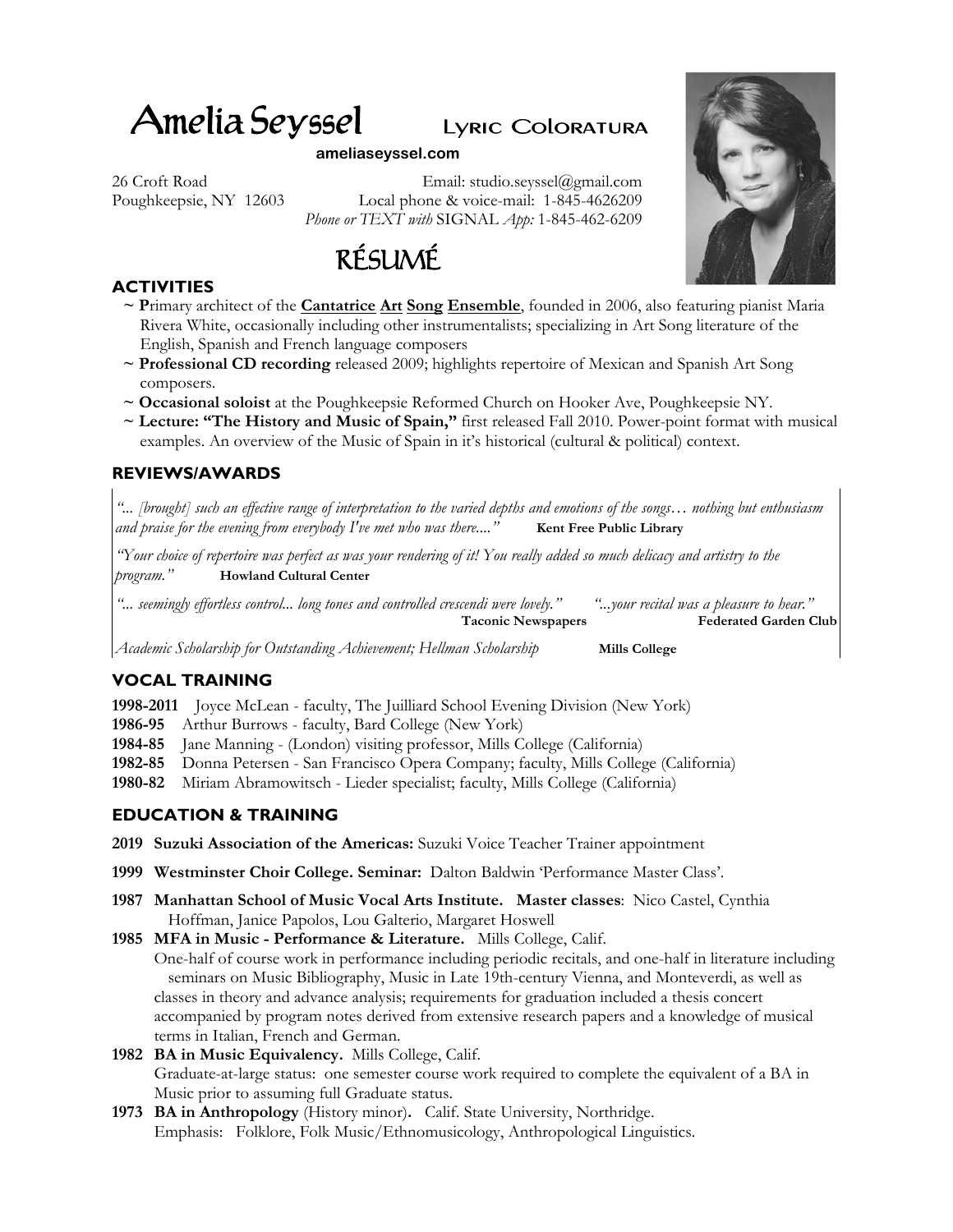# Amelia Seyssel Lyric Coloratura

ameliaseyssel.com

26 Croft Road
Poughkeepsie, NY 12603

Email: studio.seyssel@gmail.com
Local phone & voice-mail: 1-845-4626209
*Phone or TEXT with* SIGNAL *App:* 1-845-462-6209

# RÉSUMÉ

## ACTIVITIES

- ~ **P**rimary architect of the **Cantatrice Art Song Ensemble**, founded in 2006, also featuring pianist Maria Rivera White, occasionally including other instrumentalists; specializing in Art Song literature of the English, Spanish and French language composers
- ~ **Professional CD recording** released 2009; highlights repertoire of Mexican and Spanish Art Song composers.
- ~ **Occasional soloist** at the Poughkeepsie Reformed Church on Hooker Ave, Poughkeepsie NY.
- ~ **Lecture: "The History and Music of Spain,"** first released Fall 2010. Power-point format with musical examples. An overview of the Music of Spain in it's historical (cultural & political) context.

## REVIEWS/AWARDS

*"... [brought] such an effective range of interpretation to the varied depths and emotions of the songs… nothing but enthusiasm and praise for the evening from everybody I've met who was there...."* **Kent Free Public Library**

*"Your choice of repertoire was perfect as was your rendering of it! You really added so much delicacy and artistry to the program."* **Howland Cultural Center**

*"... seemingly effortless control... long tones and controlled crescendi were lovely."* **Taconic Newspapers**

*"...your recital was a pleasure to hear."* **Federated Garden Club**

*Academic Scholarship for Outstanding Achievement; Hellman Scholarship* **Mills College**

## VOCAL TRAINING

**1998-2011** Joyce McLean - faculty, The Juilliard School Evening Division (New York)
**1986-95** Arthur Burrows - faculty, Bard College (New York)
**1984-85** Jane Manning - (London) visiting professor, Mills College (California)
**1982-85** Donna Petersen - San Francisco Opera Company; faculty, Mills College (California)
**1980-82** Miriam Abramowitsch - Lieder specialist; faculty, Mills College (California)

## EDUCATION & TRAINING

**2019 Suzuki Association of the Americas:** Suzuki Voice Teacher Trainer appointment

**1999 Westminster Choir College. Seminar:** Dalton Baldwin 'Performance Master Class'.

**1987 Manhattan School of Music Vocal Arts Institute. Master classes**: Nico Castel, Cynthia Hoffman, Janice Papolos, Lou Galterio, Margaret Hoswell

**1985 MFA in Music - Performance & Literature.** Mills College, Calif.
One-half of course work in performance including periodic recitals, and one-half in literature including seminars on Music Bibliography, Music in Late 19th-century Vienna, and Monteverdi, as well as classes in theory and advance analysis; requirements for graduation included a thesis concert accompanied by program notes derived from extensive research papers and a knowledge of musical terms in Italian, French and German.

**1982 BA in Music Equivalency.** Mills College, Calif.
Graduate-at-large status: one semester course work required to complete the equivalent of a BA in Music prior to assuming full Graduate status.

**1973 BA in Anthropology** (History minor)**.** Calif. State University, Northridge.
Emphasis: Folklore, Folk Music/Ethnomusicology, Anthropological Linguistics.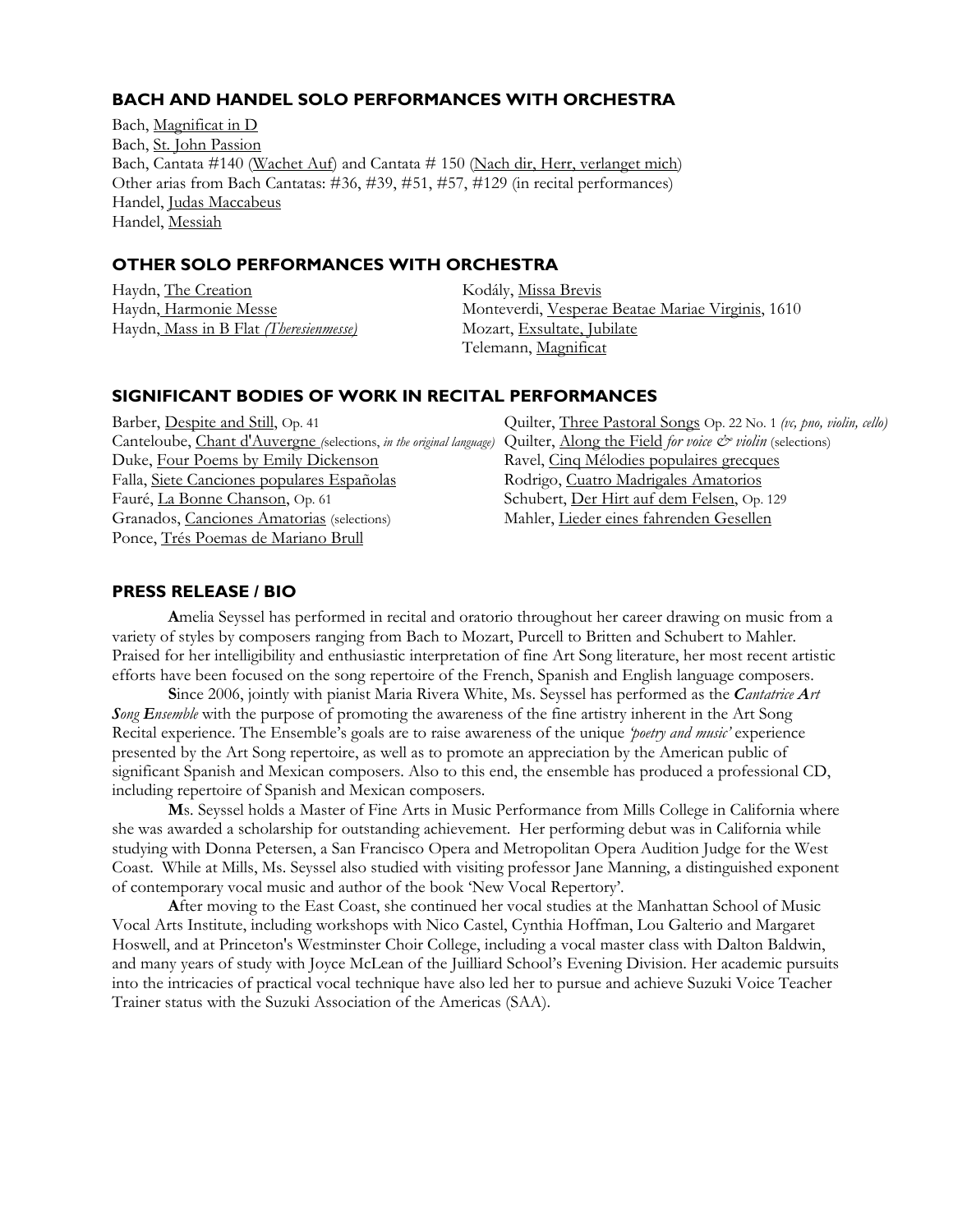## BACH AND HANDEL SOLO PERFORMANCES WITH ORCHESTRA

Bach, Magnificat in D
Bach, St. John Passion
Bach, Cantata #140 (Wachet Auf) and Cantata # 150 (Nach dir, Herr, verlanget mich)
Other arias from Bach Cantatas: #36, #39, #51, #57, #129 (in recital performances)
Handel, Judas Maccabeus
Handel, Messiah

## OTHER SOLO PERFORMANCES WITH ORCHESTRA

Haydn, The Creation
Haydn, Harmonie Messe
Haydn, Mass in B Flat *(Theresienmesse)*
Kodály, Missa Brevis
Monteverdi, Vesperae Beatae Mariae Virginis, 1610
Mozart, Exsultate, Jubilate
Telemann, Magnificat

## SIGNIFICANT BODIES OF WORK IN RECITAL PERFORMANCES

Barber, Despite and Still, Op. 41
Canteloube, Chant d'Auvergne (selections, *in the original language*)
Duke, Four Poems by Emily Dickenson
Falla, Siete Canciones populares Españolas
Fauré, La Bonne Chanson, Op. 61
Granados, Canciones Amatorias (selections)
Ponce, Trés Poemas de Mariano Brull
Quilter, Three Pastoral Songs Op. 22 No. 1 *(vc, pno, violin, cello)*
Quilter, Along the Field *for voice & violin* (selections)
Ravel, Cinq Mélodies populaires grecques
Rodrigo, Cuatro Madrigales Amatorios
Schubert, Der Hirt auf dem Felsen, Op. 129
Mahler, Lieder eines fahrenden Gesellen

## PRESS RELEASE / BIO

**A**melia Seyssel has performed in recital and oratorio throughout her career drawing on music from a variety of styles by composers ranging from Bach to Mozart, Purcell to Britten and Schubert to Mahler. Praised for her intelligibility and enthusiastic interpretation of fine Art Song literature, her most recent artistic efforts have been focused on the song repertoire of the French, Spanish and English language composers.

**S**ince 2006, jointly with pianist Maria Rivera White, Ms. Seyssel has performed as the ***C****antatrice* ***A****rt* ***S****ong* ***E****nsemble* with the purpose of promoting the awareness of the fine artistry inherent in the Art Song Recital experience. The Ensemble's goals are to raise awareness of the unique *'poetry and music'* experience presented by the Art Song repertoire, as well as to promote an appreciation by the American public of significant Spanish and Mexican composers. Also to this end, the ensemble has produced a professional CD, including repertoire of Spanish and Mexican composers.

**M**s. Seyssel holds a Master of Fine Arts in Music Performance from Mills College in California where she was awarded a scholarship for outstanding achievement. Her performing debut was in California while studying with Donna Petersen, a San Francisco Opera and Metropolitan Opera Audition Judge for the West Coast. While at Mills, Ms. Seyssel also studied with visiting professor Jane Manning, a distinguished exponent of contemporary vocal music and author of the book 'New Vocal Repertory'.

**A**fter moving to the East Coast, she continued her vocal studies at the Manhattan School of Music Vocal Arts Institute, including workshops with Nico Castel, Cynthia Hoffman, Lou Galterio and Margaret Hoswell, and at Princeton's Westminster Choir College, including a vocal master class with Dalton Baldwin, and many years of study with Joyce McLean of the Juilliard School's Evening Division. Her academic pursuits into the intricacies of practical vocal technique have also led her to pursue and achieve Suzuki Voice Teacher Trainer status with the Suzuki Association of the Americas (SAA).